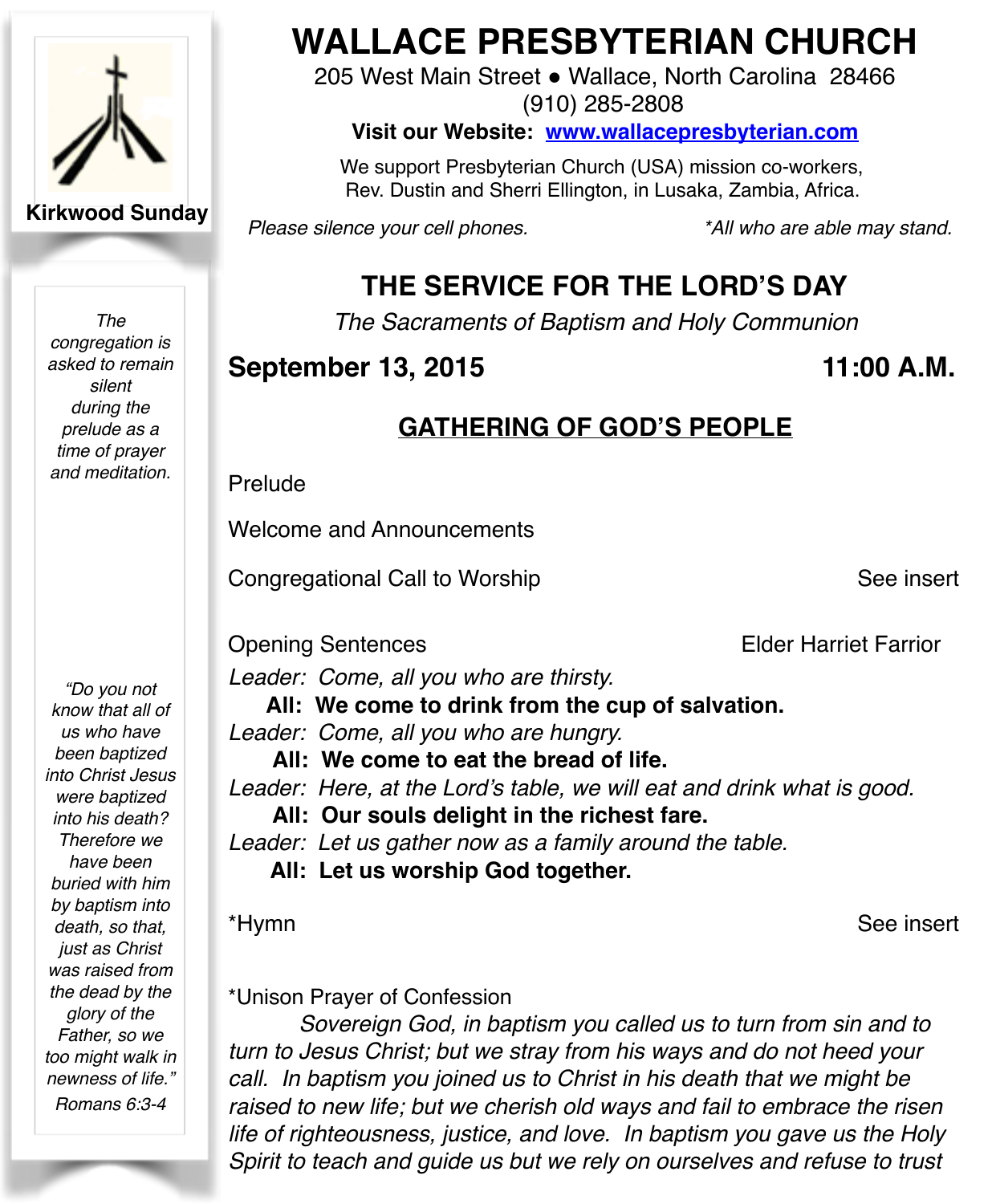**Kirkwood Sunday**

*The congregation is asked to remain silent during the prelude as a time of prayer and meditation.*

*"Do you not know that all of us who have been baptized into Christ Jesus were baptized into his death? Therefore we have been buried with him by baptism into death, so that, just as Christ was raised from the dead by the glory of the Father, so we too might walk in newness of life."*

*Romans 6:3-4*

# WALLACE PRESBYTERIAN CHURCH

205 West Main Street ● Wallace, North Carolina 28466

(910) 285-2808

**Visit our Website: [www.wallacepresbyterian.com](http://www.wallacepresbyterian.com)**

We support Presbyterian Church (USA) mission co-workers, Rev. Dustin and Sherri Ellington, in Lusaka, Zambia, Africa.

*Please silence your cell phones.* *All who are able may stand.*

## THE SERVICE FOR THE LORD'S DAY

*The Sacraments of Baptism and Holy Communion*

**September 13, 2015** **11:00 A.M.**

## GATHERING OF GOD'S PEOPLE

Prelude

Welcome and Announcements

Congregational Call to Worship See insert

Opening Sentences Elder Harriet Farrior

*Leader: Come, all you who are thirsty.*

**All: We come to drink from the cup of salvation.**

*Leader: Come, all you who are hungry.*

**All: We come to eat the bread of life.**

*Leader: Here, at the Lord's table, we will eat and drink what is good.*

**All: Our souls delight in the richest fare.**

*Leader: Let us gather now as a family around the table.*

**All: Let us worship God together.**

*Hymn See insert

*Unison Prayer of Confession

*Sovereign God, in baptism you called us to turn from sin and to turn to Jesus Christ; but we stray from his ways and do not heed your call. In baptism you joined us to Christ in his death that we might be raised to new life; but we cherish old ways and fail to embrace the risen life of righteousness, justice, and love. In baptism you gave us the Holy Spirit to teach and guide us but we rely on ourselves and refuse to trust*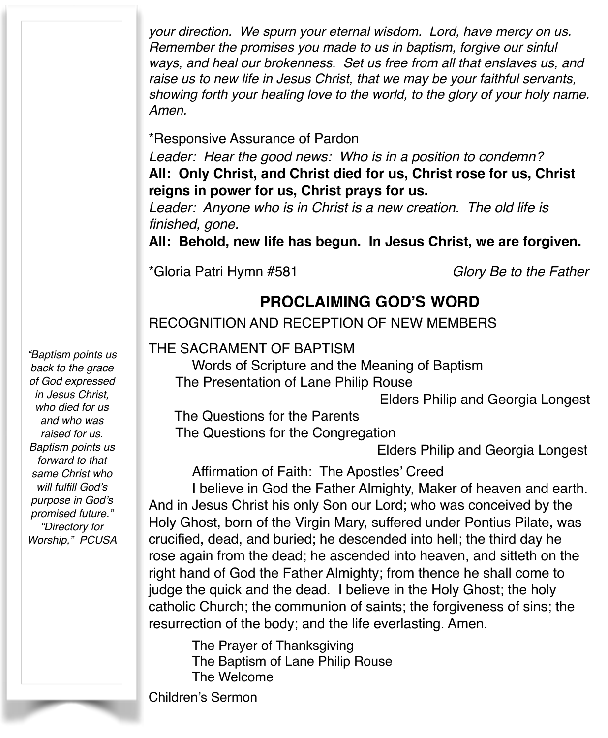*your direction. We spurn your eternal wisdom. Lord, have mercy on us. Remember the promises you made to us in baptism, forgive our sinful ways, and heal our brokenness. Set us free from all that enslaves us, and raise us to new life in Jesus Christ, that we may be your faithful servants, showing forth your healing love to the world, to the glory of your holy name. Amen.*

*Responsive Assurance of Pardon

*Leader: Hear the good news: Who is in a position to condemn?*

**All: Only Christ, and Christ died for us, Christ rose for us, Christ reigns in power for us, Christ prays for us.**

*Leader: Anyone who is in Christ is a new creation. The old life is finished, gone.*

**All: Behold, new life has begun. In Jesus Christ, we are forgiven.**

*Gloria Patri Hymn #581 — *Glory Be to the Father*

## PROCLAIMING GOD'S WORD

RECOGNITION AND RECEPTION OF NEW MEMBERS

THE SACRAMENT OF BAPTISM

Words of Scripture and the Meaning of Baptism

The Presentation of Lane Philip Rouse

Elders Philip and Georgia Longest

The Questions for the Parents

The Questions for the Congregation

Elders Philip and Georgia Longest

Affirmation of Faith: The Apostles' Creed

I believe in God the Father Almighty, Maker of heaven and earth. And in Jesus Christ his only Son our Lord; who was conceived by the Holy Ghost, born of the Virgin Mary, suffered under Pontius Pilate, was crucified, dead, and buried; he descended into hell; the third day he rose again from the dead; he ascended into heaven, and sitteth on the right hand of God the Father Almighty; from thence he shall come to judge the quick and the dead. I believe in the Holy Ghost; the holy catholic Church; the communion of saints; the forgiveness of sins; the resurrection of the body; and the life everlasting. Amen.

The Prayer of Thanksgiving

The Baptism of Lane Philip Rouse

The Welcome

Children's Sermon

*"Baptism points us back to the grace of God expressed in Jesus Christ, who died for us and who was raised for us. Baptism points us forward to that same Christ who will fulfill God's purpose in God's promised future." "Directory for Worship," PCUSA*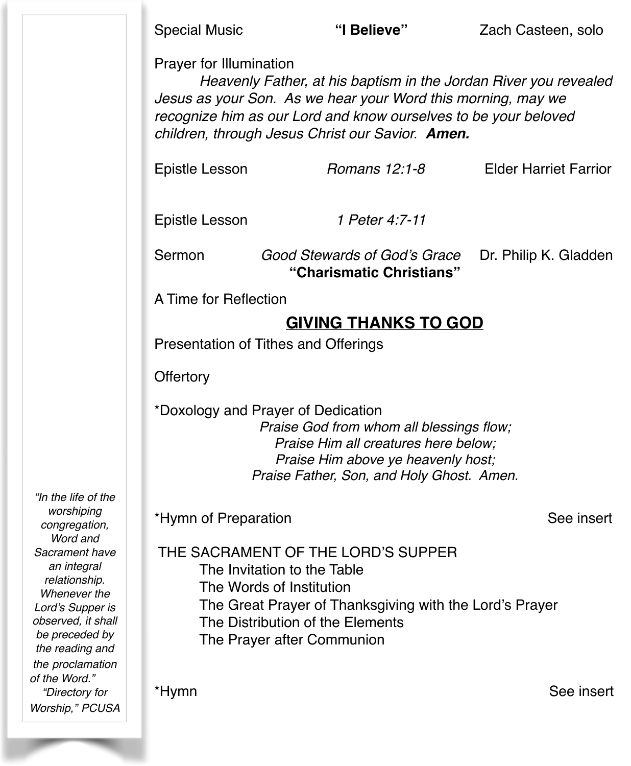Special Music **"I Believe"** Zach Casteen, solo

Prayer for Illumination

*Heavenly Father, at his baptism in the Jordan River you revealed Jesus as your Son. As we hear your Word this morning, may we recognize him as our Lord and know ourselves to be your beloved children, through Jesus Christ our Savior.* ***Amen.***

Epistle Lesson *Romans 12:1-8* Elder Harriet Farrior

Epistle Lesson *1 Peter 4:7-11*

Sermon *Good Stewards of God's Grace* Dr. Philip K. Gladden
**"Charismatic Christians"**

A Time for Reflection

## GIVING THANKS TO GOD

Presentation of Tithes and Offerings

Offertory

*Doxology and Prayer of Dedication

*Praise God from whom all blessings flow;*
*Praise Him all creatures here below;*
*Praise Him above ye heavenly host;*
*Praise Father, Son, and Holy Ghost. Amen.*

*Hymn of Preparation See insert

THE SACRAMENT OF THE LORD'S SUPPER

- The Invitation to the Table
- The Words of Institution
- The Great Prayer of Thanksgiving with the Lord's Prayer
- The Distribution of the Elements
- The Prayer after Communion

*Hymn See insert

*"In the life of the worshiping congregation, Word and Sacrament have an integral relationship. Whenever the Lord's Supper is observed, it shall be preceded by the reading and the proclamation of the Word."*
*"Directory for Worship," PCUSA*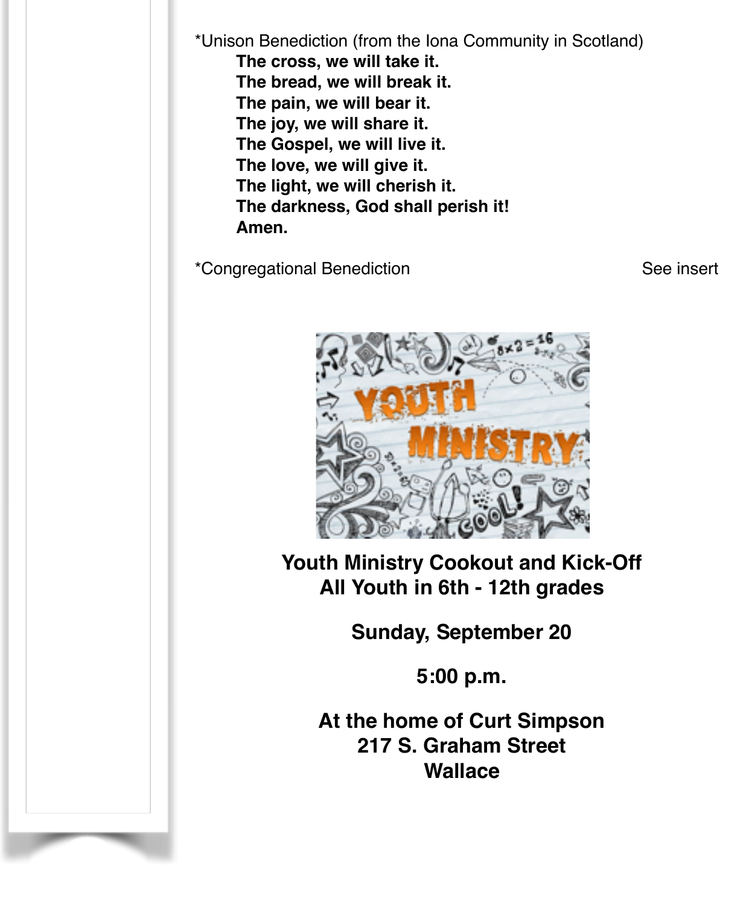*Unison Benediction (from the Iona Community in Scotland)

**The cross, we will take it.**
**The bread, we will break it.**
**The pain, we will bear it.**
**The joy, we will share it.**
**The Gospel, we will live it.**
**The love, we will give it.**
**The light, we will cherish it.**
**The darkness, God shall perish it!**
**Amen.**

*Congregational Benediction — See insert

**Youth Ministry Cookout and Kick-Off**
**All Youth in 6th - 12th grades**

**Sunday, September 20**

**5:00 p.m.**

**At the home of Curt Simpson**
**217 S. Graham Street**
**Wallace**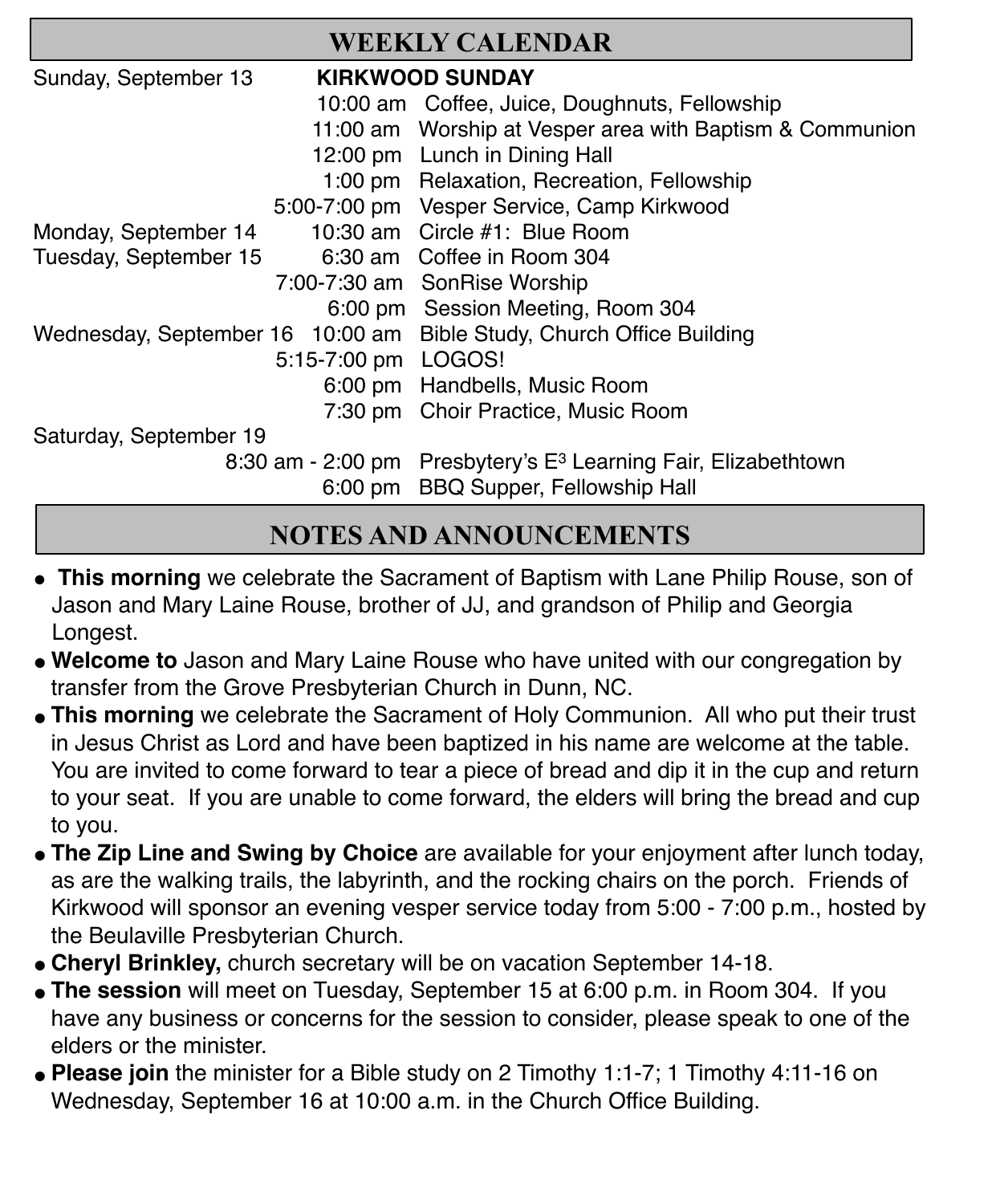## WEEKLY CALENDAR

| | | |
|---|---|---|
| Sunday, September 13 | **KIRKWOOD SUNDAY** | |
| | 10:00 am | Coffee, Juice, Doughnuts, Fellowship |
| | 11:00 am | Worship at Vesper area with Baptism & Communion |
| | 12:00 pm | Lunch in Dining Hall |
| | 1:00 pm | Relaxation, Recreation, Fellowship |
| | 5:00-7:00 pm | Vesper Service, Camp Kirkwood |
| Monday, September 14 | 10:30 am | Circle #1: Blue Room |
| Tuesday, September 15 | 6:30 am | Coffee in Room 304 |
| | 7:00-7:30 am | SonRise Worship |
| | 6:00 pm | Session Meeting, Room 304 |
| Wednesday, September 16 | 10:00 am | Bible Study, Church Office Building |
| | 5:15-7:00 pm | LOGOS! |
| | 6:00 pm | Handbells, Music Room |
| | 7:30 pm | Choir Practice, Music Room |
| Saturday, September 19 | | |
| | 8:30 am - 2:00 pm | Presbytery's E³ Learning Fair, Elizabethtown |
| | 6:00 pm | BBQ Supper, Fellowship Hall |

## NOTES AND ANNOUNCEMENTS

- **This morning** we celebrate the Sacrament of Baptism with Lane Philip Rouse, son of Jason and Mary Laine Rouse, brother of JJ, and grandson of Philip and Georgia Longest.
- **Welcome to** Jason and Mary Laine Rouse who have united with our congregation by transfer from the Grove Presbyterian Church in Dunn, NC.
- **This morning** we celebrate the Sacrament of Holy Communion. All who put their trust in Jesus Christ as Lord and have been baptized in his name are welcome at the table. You are invited to come forward to tear a piece of bread and dip it in the cup and return to your seat. If you are unable to come forward, the elders will bring the bread and cup to you.
- **The Zip Line and Swing by Choice** are available for your enjoyment after lunch today, as are the walking trails, the labyrinth, and the rocking chairs on the porch. Friends of Kirkwood will sponsor an evening vesper service today from 5:00 - 7:00 p.m., hosted by the Beulaville Presbyterian Church.
- **Cheryl Brinkley,** church secretary will be on vacation September 14-18.
- **The session** will meet on Tuesday, September 15 at 6:00 p.m. in Room 304. If you have any business or concerns for the session to consider, please speak to one of the elders or the minister.
- **Please join** the minister for a Bible study on 2 Timothy 1:1-7; 1 Timothy 4:11-16 on Wednesday, September 16 at 10:00 a.m. in the Church Office Building.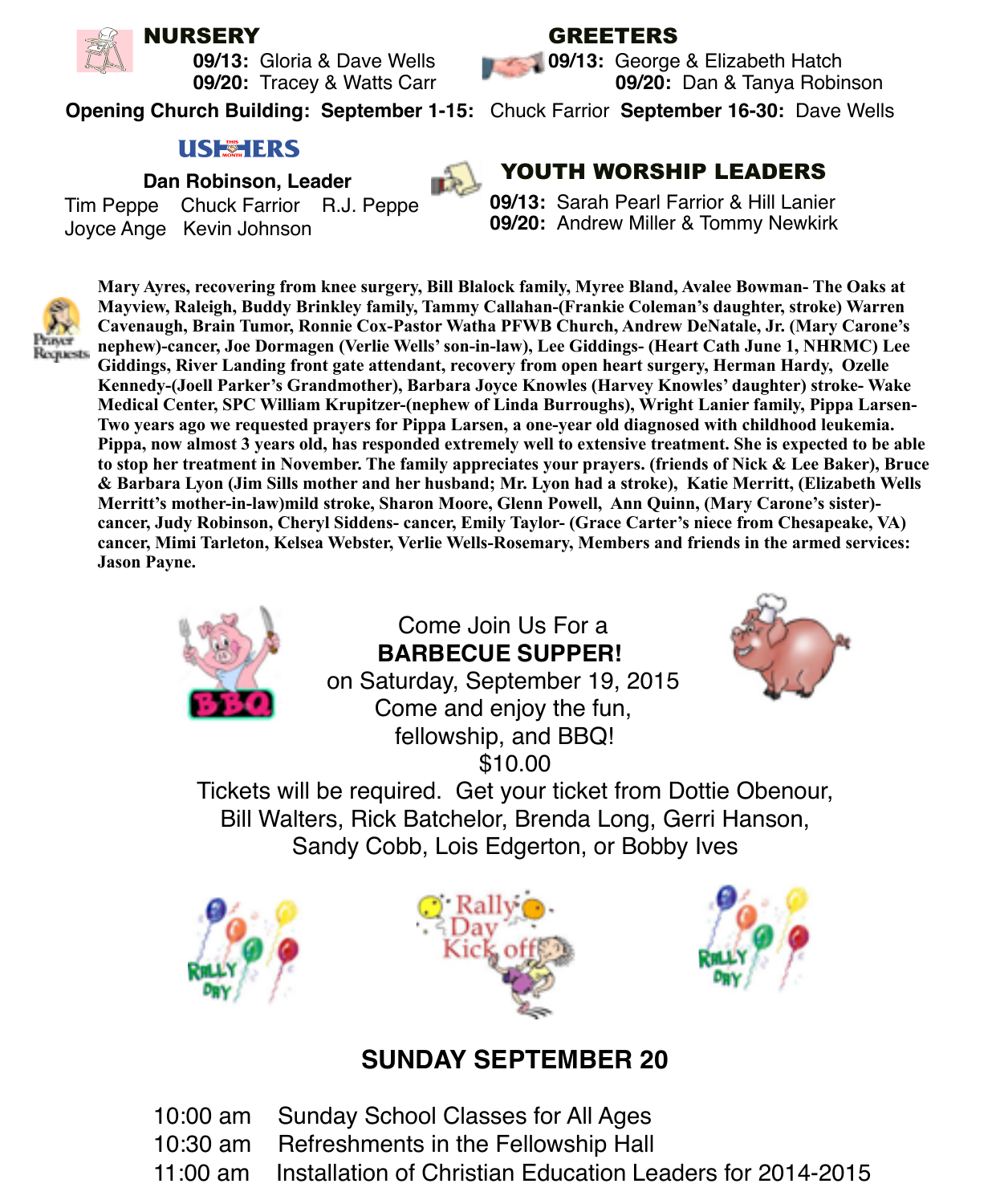## NURSERY

**09/13:** Gloria & Dave Wells
**09/20:** Tracey & Watts Carr

## GREETERS

**09/13:** George & Elizabeth Hatch
**09/20:** Dan & Tanya Robinson

**Opening Church Building: September 1-15:** Chuck Farrior **September 16-30:** Dave Wells

## USHERS

**Dan Robinson, Leader**

Tim Peppe Chuck Farrior R.J. Peppe
Joyce Ange Kevin Johnson

## YOUTH WORSHIP LEADERS

**09/13:** Sarah Pearl Farrior & Hill Lanier
**09/20:** Andrew Miller & Tommy Newkirk

## Prayer Requests

**Mary Ayres, recovering from knee surgery, Bill Blalock family, Myree Bland, Avalee Bowman- The Oaks at Mayview, Raleigh, Buddy Brinkley family, Tammy Callahan-(Frankie Coleman's daughter, stroke) Warren Cavenaugh, Brain Tumor, Ronnie Cox-Pastor Watha PFWB Church, Andrew DeNatale, Jr. (Mary Carone's nephew)-cancer, Joe Dormagen (Verlie Wells' son-in-law), Lee Giddings- (Heart Cath June 1, NHRMC) Lee Giddings, River Landing front gate attendant, recovery from open heart surgery, Herman Hardy, Ozelle Kennedy-(Joell Parker's Grandmother), Barbara Joyce Knowles (Harvey Knowles' daughter) stroke- Wake Medical Center, SPC William Krupitzer-(nephew of Linda Burroughs), Wright Lanier family, Pippa Larsen- Two years ago we requested prayers for Pippa Larsen, a one-year old diagnosed with childhood leukemia. Pippa, now almost 3 years old, has responded extremely well to extensive treatment. She is expected to be able to stop her treatment in November. The family appreciates your prayers. (friends of Nick & Lee Baker), Bruce & Barbara Lyon (Jim Sills mother and her husband; Mr. Lyon had a stroke), Katie Merritt, (Elizabeth Wells Merritt's mother-in-law)mild stroke, Sharon Moore, Glenn Powell, Ann Quinn, (Mary Carone's sister)- cancer, Judy Robinson, Cheryl Siddens- cancer, Emily Taylor- (Grace Carter's niece from Chesapeake, VA) cancer, Mimi Tarleton, Kelsea Webster, Verlie Wells-Rosemary, Members and friends in the armed services: Jason Payne.**

Come Join Us For a
**BARBECUE SUPPER!**
on Saturday, September 19, 2015
Come and enjoy the fun,
fellowship, and BBQ!
$10.00
Tickets will be required. Get your ticket from Dottie Obenour, Bill Walters, Rick Batchelor, Brenda Long, Gerri Hanson, Sandy Cobb, Lois Edgerton, or Bobby Ives

## SUNDAY SEPTEMBER 20

10:00 am Sunday School Classes for All Ages
10:30 am Refreshments in the Fellowship Hall
11:00 am Installation of Christian Education Leaders for 2014-2015